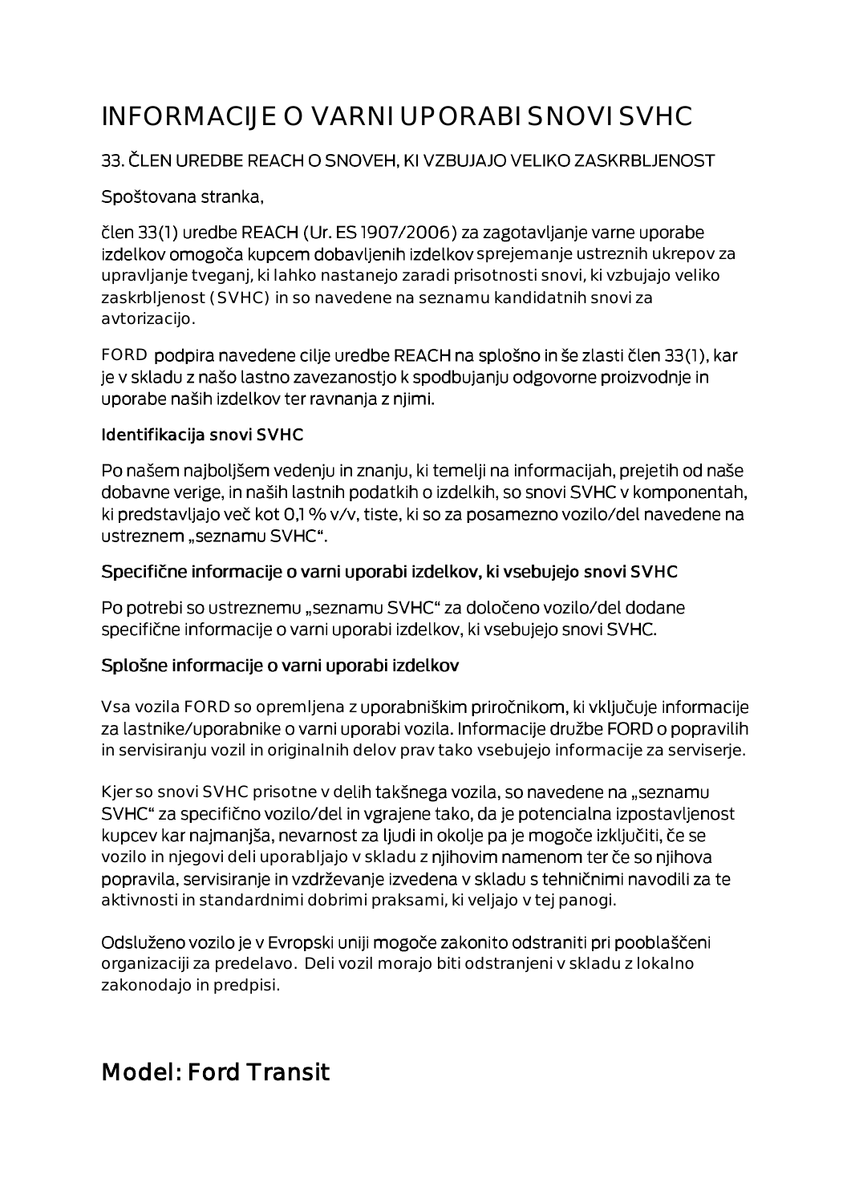# INFORMACIJE O VARNI UPORABI SNOVI SVHC

33. ČLEN UREDBE REACH O SNOVEH, KI VZBUJAJO VELIKO ZASKRBLJENOST

Spoštovana stranka,

člen 33(1) uredbe REACH (Ur. ES 1907/2006) za zagotavljanje varne uporabe izdelkov omogoča kupcem dobavljenih izdelkov sprejemanje ustreznih ukrepov za upravljanje tveganj, ki lahko nastanejo zaradi prisotnosti snovi, ki vzbujajo veliko zaskrbljenost (SVHC) in so navedene na seznamu kandidatnih snovi za avtorizacijo.

FORD podpira navedene cilje uredbe REACH na splošno in še zlasti člen 33(1), kar je v skladu z našo lastno zavezanostjo k spodbujanju odgovorne proizvodnje in uporabe naših izdelkov ter ravnanja z njimi.

### Identifikacija snovi SVHC

Po našem najboljšem vedenju in znanju, ki temelji na informacijah, prejetih od naše dobavne verige, in naših lastnih podatkih o izdelkih, so snovi SVHC v komponentah, ki predstavljajo več kot 0,1 % v/v, tiste, ki so za posamezno vozilo/del navedene na ustreznem „seznamu SVHC".

### Specifične informacije o varni uporabi izdelkov, ki vsebujejo snovi SVHC

Po potrebi so ustreznemu „seznamu SVHC" za določeno vozilo/del dodane specifične informacije o varni uporabi izdelkov, ki vsebujejo snovi SVHC.

### Splošne informacije o varni uporabi izdelkov

Vsa vozila FORD so opremljena z uporabniškim priročnikom, ki vključuje informacije za lastnike/uporabnike o varni uporabi vozila. Informacije družbe FORD o popravilih in servisiranju vozil in originalnih delov prav tako vsebujejo informacije za serviserje.

Kjer so snovi SVHC prisotne v delih takšnega vozila, so navedene na „seznamu SVHC" za specifično vozilo/del in vgrajene tako, da je potencialna izpostavljenost kupcev kar najmanjša, nevarnost za ljudi in okolje pa je mogoče izključiti, če se vozilo in njegovi deli uporabljajo v skladu z njihovim namenom ter če so njihova popravila, servisiranje in vzdrževanje izvedena v skladu s tehničnimi navodili za te aktivnosti in standardnimi dobrimi praksami, ki veljajo v tej panogi.

Odsluženo vozilo je v Evropski uniji mogoče zakonito odstraniti pri pooblaščeni organizaciji za predelavo. Deli vozil morajo biti odstranjeni v skladu z lokalno zakonodajo in predpisi.

## Model: Ford Transit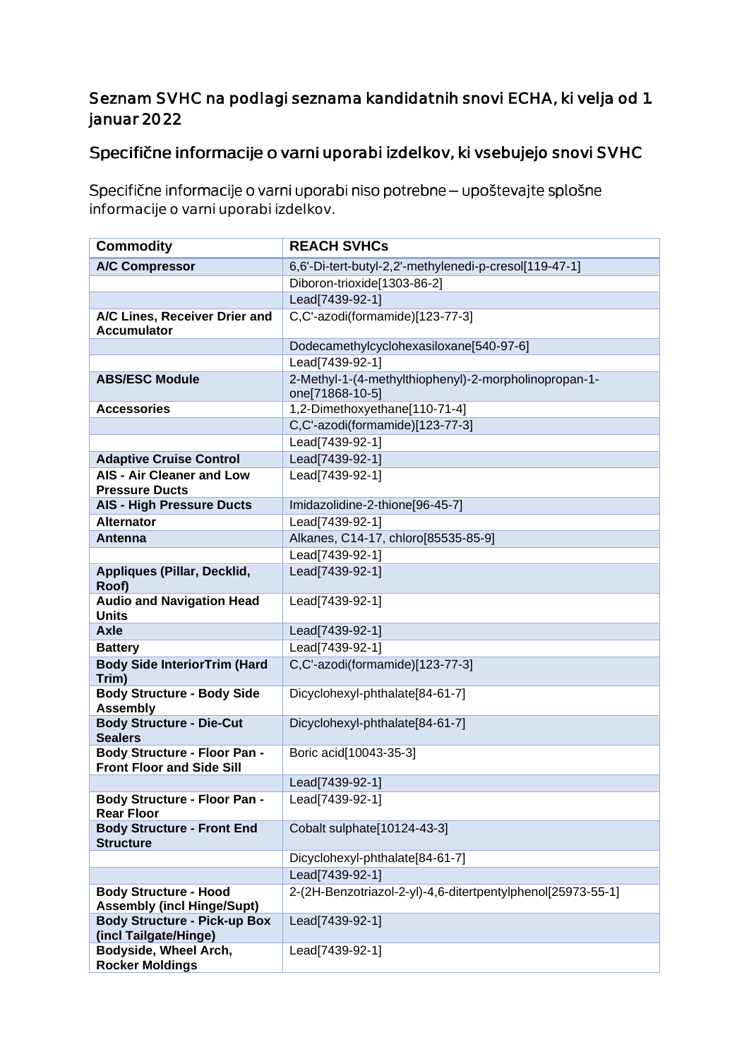## Seznam SVHC na podlagi seznama kandidatnih snovi ECHA, ki velja od 1. januar 2022

## Specifične informacije o varni uporabi izdelkov, ki vsebujejo snovi SVHC

Specifične informacije o varni uporabi niso potrebne – upoštevajte splošne informacije o varni uporabi izdelkov.

| Commodity | REACH SVHCs |
|---|---|
| **A/C Compressor** | 6,6'-Di-tert-butyl-2,2'-methylenedi-p-cresol[119-47-1] |
| | Diboron-trioxide[1303-86-2] |
| | Lead[7439-92-1] |
| **A/C Lines, Receiver Drier and Accumulator** | C,C'-azodi(formamide)[123-77-3] |
| | Dodecamethylcyclohexasiloxane[540-97-6] |
| | Lead[7439-92-1] |
| **ABS/ESC Module** | 2-Methyl-1-(4-methylthiophenyl)-2-morpholinopropan-1-one[71868-10-5] |
| **Accessories** | 1,2-Dimethoxyethane[110-71-4] |
| | C,C'-azodi(formamide)[123-77-3] |
| | Lead[7439-92-1] |
| **Adaptive Cruise Control** | Lead[7439-92-1] |
| **AIS - Air Cleaner and Low Pressure Ducts** | Lead[7439-92-1] |
| **AIS - High Pressure Ducts** | Imidazolidine-2-thione[96-45-7] |
| **Alternator** | Lead[7439-92-1] |
| **Antenna** | Alkanes, C14-17, chloro[85535-85-9] |
| | Lead[7439-92-1] |
| **Appliques (Pillar, Decklid, Roof)** | Lead[7439-92-1] |
| **Audio and Navigation Head Units** | Lead[7439-92-1] |
| **Axle** | Lead[7439-92-1] |
| **Battery** | Lead[7439-92-1] |
| **Body Side InteriorTrim (Hard Trim)** | C,C'-azodi(formamide)[123-77-3] |
| **Body Structure - Body Side Assembly** | Dicyclohexyl-phthalate[84-61-7] |
| **Body Structure - Die-Cut Sealers** | Dicyclohexyl-phthalate[84-61-7] |
| **Body Structure - Floor Pan - Front Floor and Side Sill** | Boric acid[10043-35-3] |
| | Lead[7439-92-1] |
| **Body Structure - Floor Pan - Rear Floor** | Lead[7439-92-1] |
| **Body Structure - Front End Structure** | Cobalt sulphate[10124-43-3] |
| | Dicyclohexyl-phthalate[84-61-7] |
| | Lead[7439-92-1] |
| **Body Structure - Hood Assembly (incl Hinge/Supt)** | 2-(2H-Benzotriazol-2-yl)-4,6-ditertpentylphenol[25973-55-1] |
| **Body Structure - Pick-up Box (incl Tailgate/Hinge)** | Lead[7439-92-1] |
| **Bodyside, Wheel Arch, Rocker Moldings** | Lead[7439-92-1] |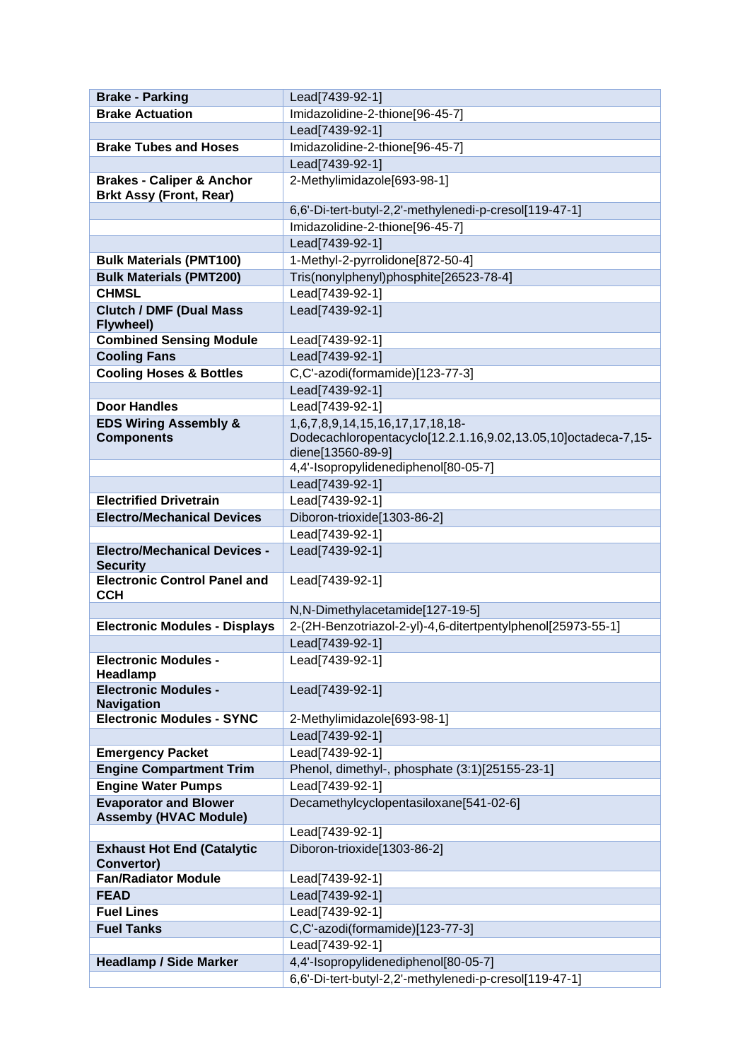| **Brake - Parking** | Lead[7439-92-1] |
|---|---|
| **Brake Actuation** | Imidazolidine-2-thione[96-45-7] |
| | Lead[7439-92-1] |
| **Brake Tubes and Hoses** | Imidazolidine-2-thione[96-45-7] |
| | Lead[7439-92-1] |
| **Brakes - Caliper & Anchor Brkt Assy (Front, Rear)** | 2-Methylimidazole[693-98-1] |
| | 6,6'-Di-tert-butyl-2,2'-methylenedi-p-cresol[119-47-1] |
| | Imidazolidine-2-thione[96-45-7] |
| | Lead[7439-92-1] |
| **Bulk Materials (PMT100)** | 1-Methyl-2-pyrrolidone[872-50-4] |
| **Bulk Materials (PMT200)** | Tris(nonylphenyl)phosphite[26523-78-4] |
| **CHMSL** | Lead[7439-92-1] |
| **Clutch / DMF (Dual Mass Flywheel)** | Lead[7439-92-1] |
| **Combined Sensing Module** | Lead[7439-92-1] |
| **Cooling Fans** | Lead[7439-92-1] |
| **Cooling Hoses & Bottles** | C,C'-azodi(formamide)[123-77-3] |
| | Lead[7439-92-1] |
| **Door Handles** | Lead[7439-92-1] |
| **EDS Wiring Assembly & Components** | 1,6,7,8,9,14,15,16,17,17,18,18-Dodecachloropentacyclo[12.2.1.16,9.02,13.05,10]octadeca-7,15-diene[13560-89-9] |
| | 4,4'-Isopropylidenediphenol[80-05-7] |
| | Lead[7439-92-1] |
| **Electrified Drivetrain** | Lead[7439-92-1] |
| **Electro/Mechanical Devices** | Diboron-trioxide[1303-86-2] |
| | Lead[7439-92-1] |
| **Electro/Mechanical Devices - Security** | Lead[7439-92-1] |
| **Electronic Control Panel and CCH** | Lead[7439-92-1] |
| | N,N-Dimethylacetamide[127-19-5] |
| **Electronic Modules - Displays** | 2-(2H-Benzotriazol-2-yl)-4,6-ditertpentylphenol[25973-55-1] |
| | Lead[7439-92-1] |
| **Electronic Modules - Headlamp** | Lead[7439-92-1] |
| **Electronic Modules - Navigation** | Lead[7439-92-1] |
| **Electronic Modules - SYNC** | 2-Methylimidazole[693-98-1] |
| | Lead[7439-92-1] |
| **Emergency Packet** | Lead[7439-92-1] |
| **Engine Compartment Trim** | Phenol, dimethyl-, phosphate (3:1)[25155-23-1] |
| **Engine Water Pumps** | Lead[7439-92-1] |
| **Evaporator and Blower Assemby (HVAC Module)** | Decamethylcyclopentasiloxane[541-02-6] |
| | Lead[7439-92-1] |
| **Exhaust Hot End (Catalytic Convertor)** | Diboron-trioxide[1303-86-2] |
| **Fan/Radiator Module** | Lead[7439-92-1] |
| **FEAD** | Lead[7439-92-1] |
| **Fuel Lines** | Lead[7439-92-1] |
| **Fuel Tanks** | C,C'-azodi(formamide)[123-77-3] |
| | Lead[7439-92-1] |
| **Headlamp / Side Marker** | 4,4'-Isopropylidenediphenol[80-05-7] |
| | 6,6'-Di-tert-butyl-2,2'-methylenedi-p-cresol[119-47-1] |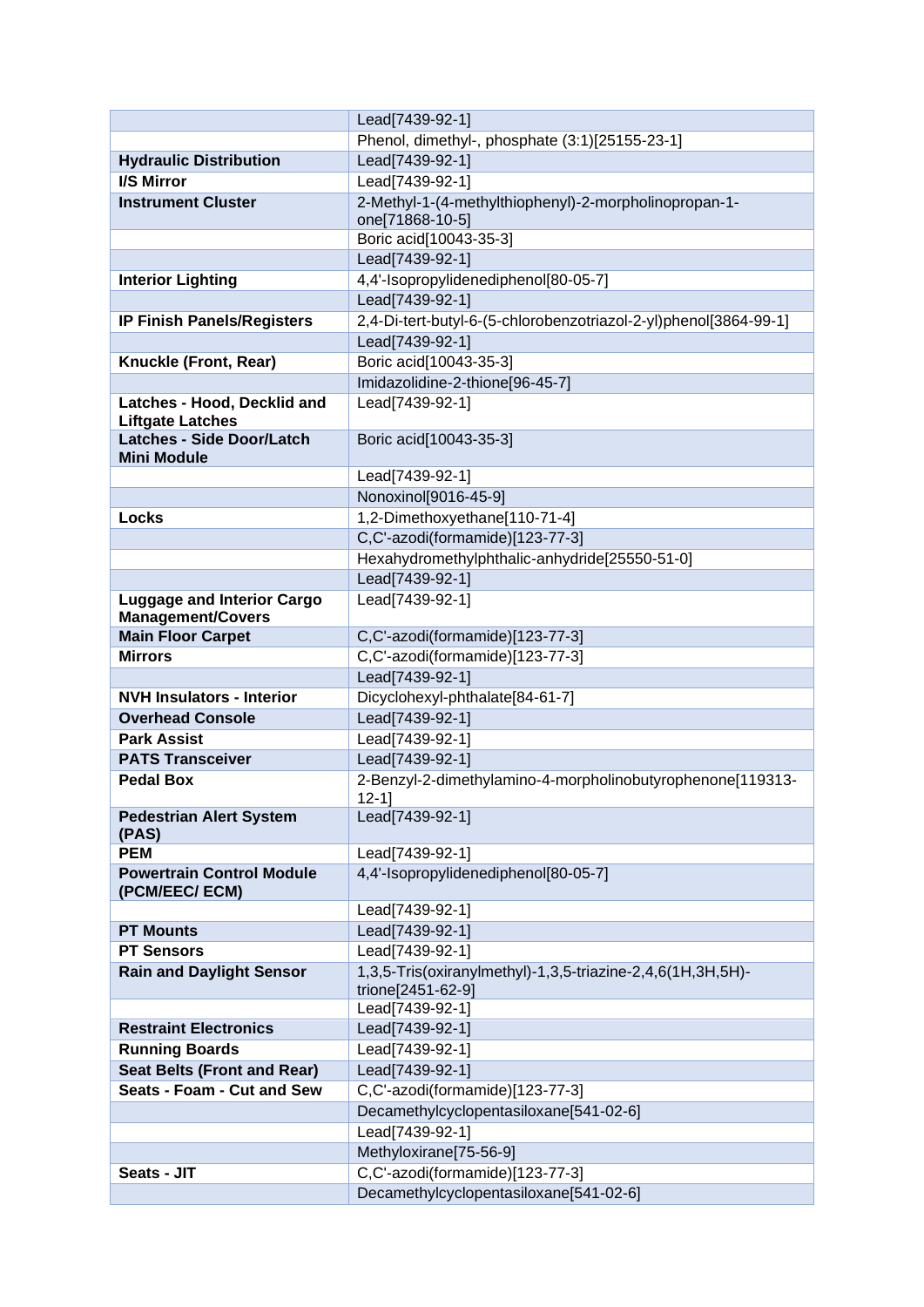| | |
|---|---|
| | Lead[7439-92-1] |
| | Phenol, dimethyl-, phosphate (3:1)[25155-23-1] |
| **Hydraulic Distribution** | Lead[7439-92-1] |
| **I/S Mirror** | Lead[7439-92-1] |
| **Instrument Cluster** | 2-Methyl-1-(4-methylthiophenyl)-2-morpholinopropan-1-one[71868-10-5] |
| | Boric acid[10043-35-3] |
| | Lead[7439-92-1] |
| **Interior Lighting** | 4,4'-Isopropylidenediphenol[80-05-7] |
| | Lead[7439-92-1] |
| **IP Finish Panels/Registers** | 2,4-Di-tert-butyl-6-(5-chlorobenzotriazol-2-yl)phenol[3864-99-1] |
| | Lead[7439-92-1] |
| **Knuckle (Front, Rear)** | Boric acid[10043-35-3] |
| | Imidazolidine-2-thione[96-45-7] |
| **Latches - Hood, Decklid and Liftgate Latches** | Lead[7439-92-1] |
| **Latches - Side Door/Latch Mini Module** | Boric acid[10043-35-3] |
| | Lead[7439-92-1] |
| | Nonoxinol[9016-45-9] |
| **Locks** | 1,2-Dimethoxyethane[110-71-4] |
| | C,C'-azodi(formamide)[123-77-3] |
| | Hexahydromethylphthalic-anhydride[25550-51-0] |
| | Lead[7439-92-1] |
| **Luggage and Interior Cargo Management/Covers** | Lead[7439-92-1] |
| **Main Floor Carpet** | C,C'-azodi(formamide)[123-77-3] |
| **Mirrors** | C,C'-azodi(formamide)[123-77-3] |
| | Lead[7439-92-1] |
| **NVH Insulators - Interior** | Dicyclohexyl-phthalate[84-61-7] |
| **Overhead Console** | Lead[7439-92-1] |
| **Park Assist** | Lead[7439-92-1] |
| **PATS Transceiver** | Lead[7439-92-1] |
| **Pedal Box** | 2-Benzyl-2-dimethylamino-4-morpholinobutyrophenone[119313-12-1] |
| **Pedestrian Alert System (PAS)** | Lead[7439-92-1] |
| **PEM** | Lead[7439-92-1] |
| **Powertrain Control Module (PCM/EEC/ ECM)** | 4,4'-Isopropylidenediphenol[80-05-7] |
| | Lead[7439-92-1] |
| **PT Mounts** | Lead[7439-92-1] |
| **PT Sensors** | Lead[7439-92-1] |
| **Rain and Daylight Sensor** | 1,3,5-Tris(oxiranylmethyl)-1,3,5-triazine-2,4,6(1H,3H,5H)-trione[2451-62-9] |
| | Lead[7439-92-1] |
| **Restraint Electronics** | Lead[7439-92-1] |
| **Running Boards** | Lead[7439-92-1] |
| **Seat Belts (Front and Rear)** | Lead[7439-92-1] |
| **Seats - Foam - Cut and Sew** | C,C'-azodi(formamide)[123-77-3] |
| | Decamethylcyclopentasiloxane[541-02-6] |
| | Lead[7439-92-1] |
| | Methyloxirane[75-56-9] |
| **Seats - JIT** | C,C'-azodi(formamide)[123-77-3] |
| | Decamethylcyclopentasiloxane[541-02-6] |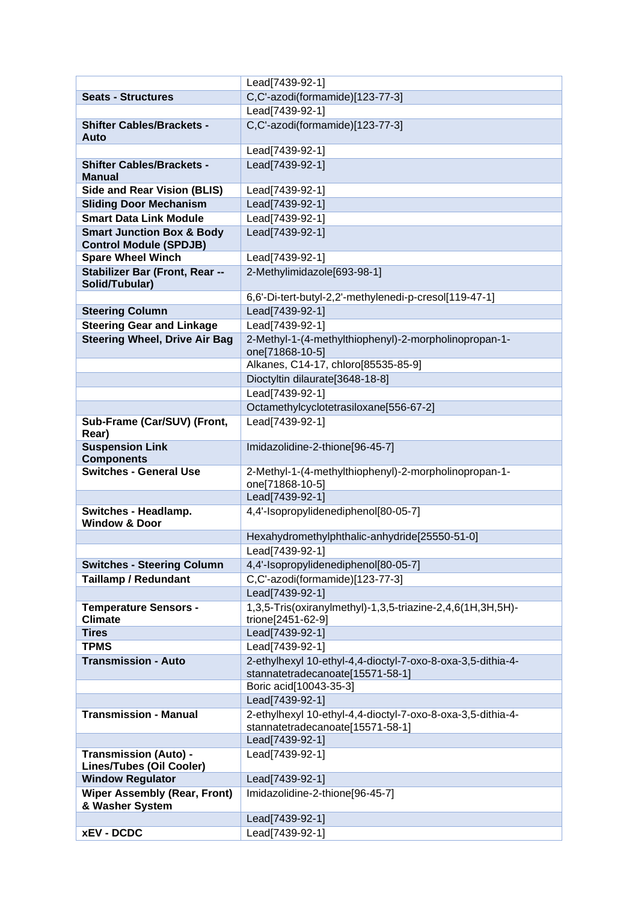| | |
|---|---|
| | Lead[7439-92-1] |
| **Seats - Structures** | C,C'-azodi(formamide)[123-77-3] |
| | Lead[7439-92-1] |
| **Shifter Cables/Brackets - Auto** | C,C'-azodi(formamide)[123-77-3] |
| | Lead[7439-92-1] |
| **Shifter Cables/Brackets - Manual** | Lead[7439-92-1] |
| **Side and Rear Vision (BLIS)** | Lead[7439-92-1] |
| **Sliding Door Mechanism** | Lead[7439-92-1] |
| **Smart Data Link Module** | Lead[7439-92-1] |
| **Smart Junction Box & Body Control Module (SPDJB)** | Lead[7439-92-1] |
| **Spare Wheel Winch** | Lead[7439-92-1] |
| **Stabilizer Bar (Front, Rear -- Solid/Tubular)** | 2-Methylimidazole[693-98-1] |
| | 6,6'-Di-tert-butyl-2,2'-methylenedi-p-cresol[119-47-1] |
| **Steering Column** | Lead[7439-92-1] |
| **Steering Gear and Linkage** | Lead[7439-92-1] |
| **Steering Wheel, Drive Air Bag** | 2-Methyl-1-(4-methylthiophenyl)-2-morpholinopropan-1-one[71868-10-5] |
| | Alkanes, C14-17, chloro[85535-85-9] |
| | Dioctyltin dilaurate[3648-18-8] |
| | Lead[7439-92-1] |
| | Octamethylcyclotetrasiloxane[556-67-2] |
| **Sub-Frame (Car/SUV) (Front, Rear)** | Lead[7439-92-1] |
| **Suspension Link Components** | Imidazolidine-2-thione[96-45-7] |
| **Switches - General Use** | 2-Methyl-1-(4-methylthiophenyl)-2-morpholinopropan-1-one[71868-10-5] |
| | Lead[7439-92-1] |
| **Switches - Headlamp. Window & Door** | 4,4'-Isopropylidenediphenol[80-05-7] |
| | Hexahydromethylphthalic-anhydride[25550-51-0] |
| | Lead[7439-92-1] |
| **Switches - Steering Column** | 4,4'-Isopropylidenediphenol[80-05-7] |
| **Taillamp / Redundant** | C,C'-azodi(formamide)[123-77-3] |
| | Lead[7439-92-1] |
| **Temperature Sensors - Climate** | 1,3,5-Tris(oxiranylmethyl)-1,3,5-triazine-2,4,6(1H,3H,5H)-trione[2451-62-9] |
| **Tires** | Lead[7439-92-1] |
| **TPMS** | Lead[7439-92-1] |
| **Transmission - Auto** | 2-ethylhexyl 10-ethyl-4,4-dioctyl-7-oxo-8-oxa-3,5-dithia-4-stannatetradecanoate[15571-58-1] |
| | Boric acid[10043-35-3] |
| | Lead[7439-92-1] |
| **Transmission - Manual** | 2-ethylhexyl 10-ethyl-4,4-dioctyl-7-oxo-8-oxa-3,5-dithia-4-stannatetradecanoate[15571-58-1] |
| | Lead[7439-92-1] |
| **Transmission (Auto) - Lines/Tubes (Oil Cooler)** | Lead[7439-92-1] |
| **Window Regulator** | Lead[7439-92-1] |
| **Wiper Assembly (Rear, Front) & Washer System** | Imidazolidine-2-thione[96-45-7] |
| | Lead[7439-92-1] |
| **xEV - DCDC** | Lead[7439-92-1] |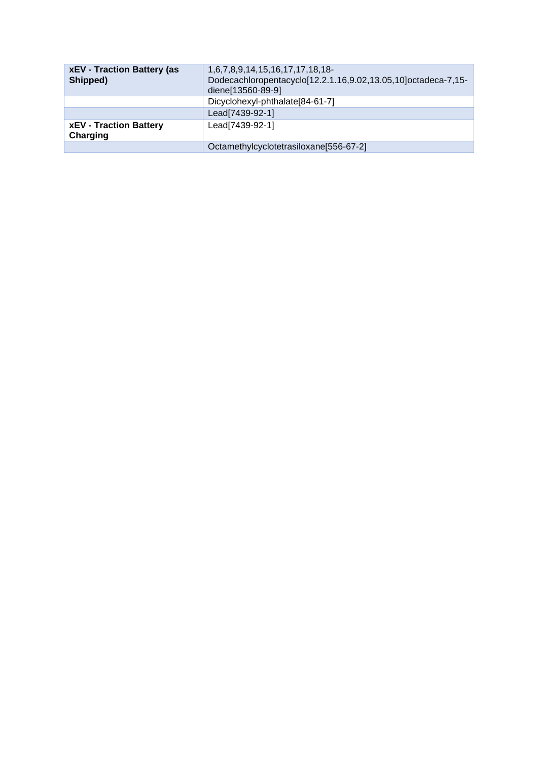| | |
|---|---|
| **xEV - Traction Battery (as Shipped)** | 1,6,7,8,9,14,15,16,17,17,18,18-Dodecachloropentacyclo[12.2.1.16,9.02,13.05,10]octadeca-7,15-diene[13560-89-9] |
| | Dicyclohexyl-phthalate[84-61-7] |
| | Lead[7439-92-1] |
| **xEV - Traction Battery Charging** | Lead[7439-92-1] |
| | Octamethylcyclotetrasiloxane[556-67-2] |